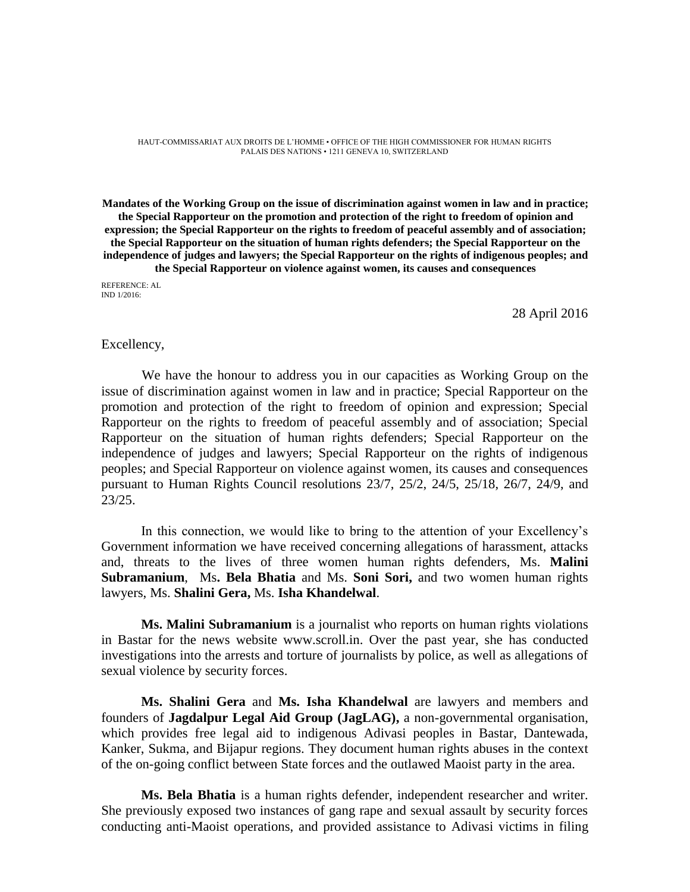HAUT-COMMISSARIAT AUX DROITS DE L'HOMME • OFFICE OF THE HIGH COMMISSIONER FOR HUMAN RIGHTS
PALAIS DES NATIONS • 1211 GENEVA 10, SWITZERLAND

**Mandates of the Working Group on the issue of discrimination against women in law and in practice; the Special Rapporteur on the promotion and protection of the right to freedom of opinion and expression; the Special Rapporteur on the rights to freedom of peaceful assembly and of association; the Special Rapporteur on the situation of human rights defenders; the Special Rapporteur on the independence of judges and lawyers; the Special Rapporteur on the rights of indigenous peoples; and the Special Rapporteur on violence against women, its causes and consequences**

REFERENCE: AL
IND 1/2016:

28 April 2016

Excellency,

We have the honour to address you in our capacities as Working Group on the issue of discrimination against women in law and in practice; Special Rapporteur on the promotion and protection of the right to freedom of opinion and expression; Special Rapporteur on the rights to freedom of peaceful assembly and of association; Special Rapporteur on the situation of human rights defenders; Special Rapporteur on the independence of judges and lawyers; Special Rapporteur on the rights of indigenous peoples; and Special Rapporteur on violence against women, its causes and consequences pursuant to Human Rights Council resolutions 23/7, 25/2, 24/5, 25/18, 26/7, 24/9, and 23/25.

In this connection, we would like to bring to the attention of your Excellency's Government information we have received concerning allegations of harassment, attacks and, threats to the lives of three women human rights defenders, Ms. **Malini Subramanium**, Ms**. Bela Bhatia** and Ms. **Soni Sori,** and two women human rights lawyers, Ms. **Shalini Gera,** Ms. **Isha Khandelwal**.

**Ms. Malini Subramanium** is a journalist who reports on human rights violations in Bastar for the news website www.scroll.in. Over the past year, she has conducted investigations into the arrests and torture of journalists by police, as well as allegations of sexual violence by security forces.

**Ms. Shalini Gera** and **Ms. Isha Khandelwal** are lawyers and members and founders of **Jagdalpur Legal Aid Group (JagLAG),** a non-governmental organisation, which provides free legal aid to indigenous Adivasi peoples in Bastar, Dantewada, Kanker, Sukma, and Bijapur regions. They document human rights abuses in the context of the on-going conflict between State forces and the outlawed Maoist party in the area.

**Ms. Bela Bhatia** is a human rights defender, independent researcher and writer. She previously exposed two instances of gang rape and sexual assault by security forces conducting anti-Maoist operations, and provided assistance to Adivasi victims in filing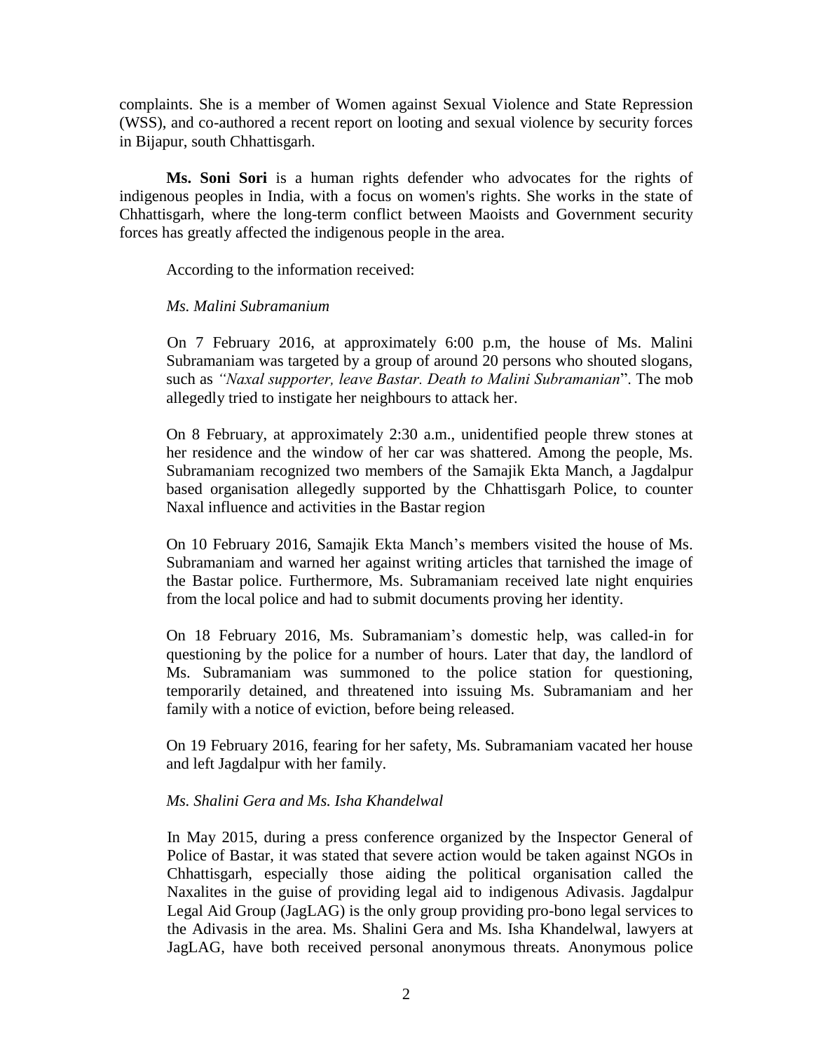complaints. She is a member of Women against Sexual Violence and State Repression (WSS), and co-authored a recent report on looting and sexual violence by security forces in Bijapur, south Chhattisgarh.

**Ms. Soni Sori** is a human rights defender who advocates for the rights of indigenous peoples in India, with a focus on women's rights. She works in the state of Chhattisgarh, where the long-term conflict between Maoists and Government security forces has greatly affected the indigenous people in the area.

According to the information received:

*Ms. Malini Subramanium*

> On 7 February 2016, at approximately 6:00 p.m, the house of Ms. Malini Subramaniam was targeted by a group of around 20 persons who shouted slogans, such as *"Naxal supporter, leave Bastar. Death to Malini Subramanian*". The mob allegedly tried to instigate her neighbours to attack her.
>
> On 8 February, at approximately 2:30 a.m., unidentified people threw stones at her residence and the window of her car was shattered. Among the people, Ms. Subramaniam recognized two members of the Samajik Ekta Manch, a Jagdalpur based organisation allegedly supported by the Chhattisgarh Police, to counter Naxal influence and activities in the Bastar region
>
> On 10 February 2016, Samajik Ekta Manch's members visited the house of Ms. Subramaniam and warned her against writing articles that tarnished the image of the Bastar police. Furthermore, Ms. Subramaniam received late night enquiries from the local police and had to submit documents proving her identity.
>
> On 18 February 2016, Ms. Subramaniam's domestic help, was called-in for questioning by the police for a number of hours. Later that day, the landlord of Ms. Subramaniam was summoned to the police station for questioning, temporarily detained, and threatened into issuing Ms. Subramaniam and her family with a notice of eviction, before being released.
>
> On 19 February 2016, fearing for her safety, Ms. Subramaniam vacated her house and left Jagdalpur with her family.

*Ms. Shalini Gera and Ms. Isha Khandelwal*

> In May 2015, during a press conference organized by the Inspector General of Police of Bastar, it was stated that severe action would be taken against NGOs in Chhattisgarh, especially those aiding the political organisation called the Naxalites in the guise of providing legal aid to indigenous Adivasis. Jagdalpur Legal Aid Group (JagLAG) is the only group providing pro-bono legal services to the Adivasis in the area. Ms. Shalini Gera and Ms. Isha Khandelwal, lawyers at JagLAG, have both received personal anonymous threats. Anonymous police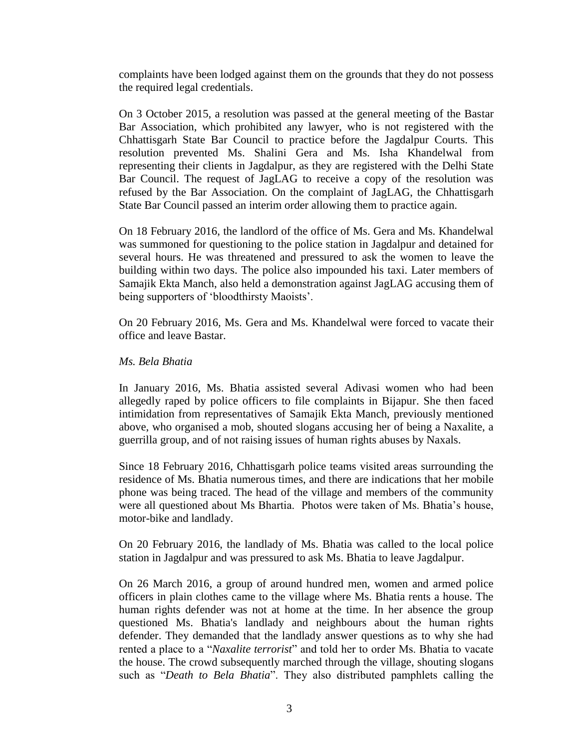complaints have been lodged against them on the grounds that they do not possess the required legal credentials.

On 3 October 2015, a resolution was passed at the general meeting of the Bastar Bar Association, which prohibited any lawyer, who is not registered with the Chhattisgarh State Bar Council to practice before the Jagdalpur Courts. This resolution prevented Ms. Shalini Gera and Ms. Isha Khandelwal from representing their clients in Jagdalpur, as they are registered with the Delhi State Bar Council. The request of JagLAG to receive a copy of the resolution was refused by the Bar Association. On the complaint of JagLAG, the Chhattisgarh State Bar Council passed an interim order allowing them to practice again.

On 18 February 2016, the landlord of the office of Ms. Gera and Ms. Khandelwal was summoned for questioning to the police station in Jagdalpur and detained for several hours. He was threatened and pressured to ask the women to leave the building within two days. The police also impounded his taxi. Later members of Samajik Ekta Manch, also held a demonstration against JagLAG accusing them of being supporters of 'bloodthirsty Maoists'.

On 20 February 2016, Ms. Gera and Ms. Khandelwal were forced to vacate their office and leave Bastar.

*Ms. Bela Bhatia*

In January 2016, Ms. Bhatia assisted several Adivasi women who had been allegedly raped by police officers to file complaints in Bijapur. She then faced intimidation from representatives of Samajik Ekta Manch, previously mentioned above, who organised a mob, shouted slogans accusing her of being a Naxalite, a guerrilla group, and of not raising issues of human rights abuses by Naxals.

Since 18 February 2016, Chhattisgarh police teams visited areas surrounding the residence of Ms. Bhatia numerous times, and there are indications that her mobile phone was being traced. The head of the village and members of the community were all questioned about Ms Bhartia. Photos were taken of Ms. Bhatia's house, motor-bike and landlady.

On 20 February 2016, the landlady of Ms. Bhatia was called to the local police station in Jagdalpur and was pressured to ask Ms. Bhatia to leave Jagdalpur.

On 26 March 2016, a group of around hundred men, women and armed police officers in plain clothes came to the village where Ms. Bhatia rents a house. The human rights defender was not at home at the time. In her absence the group questioned Ms. Bhatia's landlady and neighbours about the human rights defender. They demanded that the landlady answer questions as to why she had rented a place to a "*Naxalite terrorist*" and told her to order Ms. Bhatia to vacate the house. The crowd subsequently marched through the village, shouting slogans such as "*Death to Bela Bhatia*". They also distributed pamphlets calling the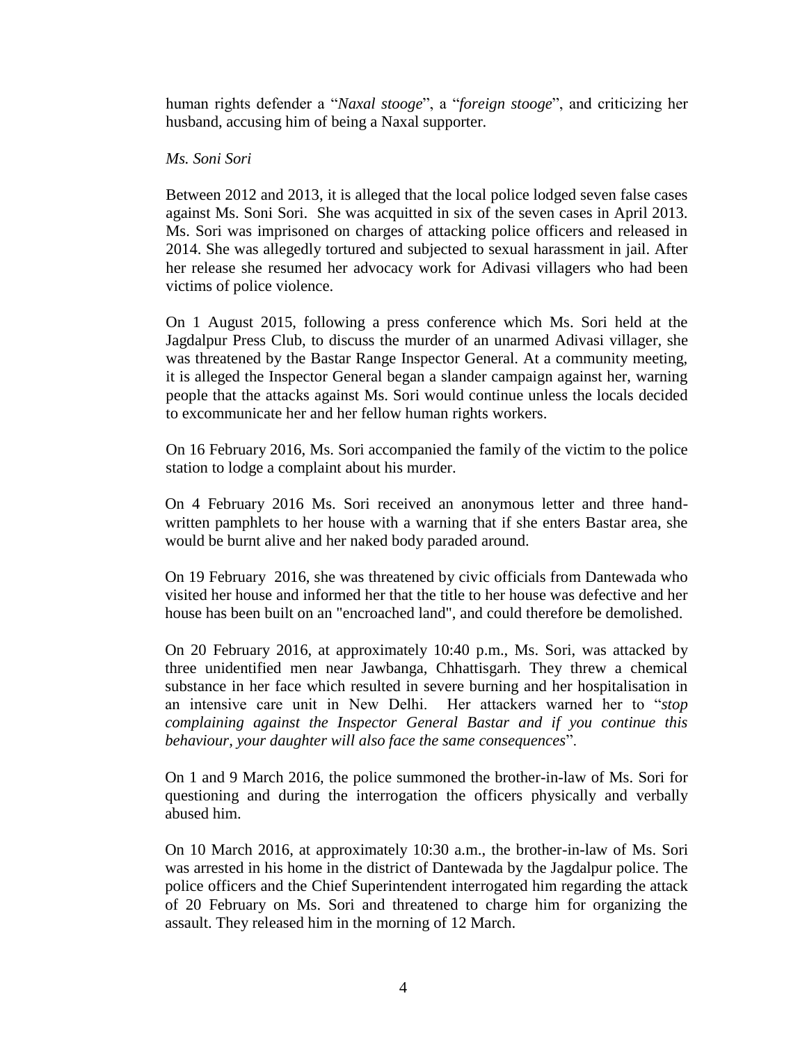human rights defender a "*Naxal stooge*", a "*foreign stooge*", and criticizing her husband, accusing him of being a Naxal supporter.

*Ms. Soni Sori*

Between 2012 and 2013, it is alleged that the local police lodged seven false cases against Ms. Soni Sori. She was acquitted in six of the seven cases in April 2013. Ms. Sori was imprisoned on charges of attacking police officers and released in 2014. She was allegedly tortured and subjected to sexual harassment in jail. After her release she resumed her advocacy work for Adivasi villagers who had been victims of police violence.

On 1 August 2015, following a press conference which Ms. Sori held at the Jagdalpur Press Club, to discuss the murder of an unarmed Adivasi villager, she was threatened by the Bastar Range Inspector General. At a community meeting, it is alleged the Inspector General began a slander campaign against her, warning people that the attacks against Ms. Sori would continue unless the locals decided to excommunicate her and her fellow human rights workers.

On 16 February 2016, Ms. Sori accompanied the family of the victim to the police station to lodge a complaint about his murder.

On 4 February 2016 Ms. Sori received an anonymous letter and three hand-written pamphlets to her house with a warning that if she enters Bastar area, she would be burnt alive and her naked body paraded around.

On 19 February 2016, she was threatened by civic officials from Dantewada who visited her house and informed her that the title to her house was defective and her house has been built on an "encroached land", and could therefore be demolished.

On 20 February 2016, at approximately 10:40 p.m., Ms. Sori, was attacked by three unidentified men near Jawbanga, Chhattisgarh. They threw a chemical substance in her face which resulted in severe burning and her hospitalisation in an intensive care unit in New Delhi. Her attackers warned her to "*stop complaining against the Inspector General Bastar and if you continue this behaviour, your daughter will also face the same consequences*".

On 1 and 9 March 2016, the police summoned the brother-in-law of Ms. Sori for questioning and during the interrogation the officers physically and verbally abused him.

On 10 March 2016, at approximately 10:30 a.m., the brother-in-law of Ms. Sori was arrested in his home in the district of Dantewada by the Jagdalpur police. The police officers and the Chief Superintendent interrogated him regarding the attack of 20 February on Ms. Sori and threatened to charge him for organizing the assault. They released him in the morning of 12 March.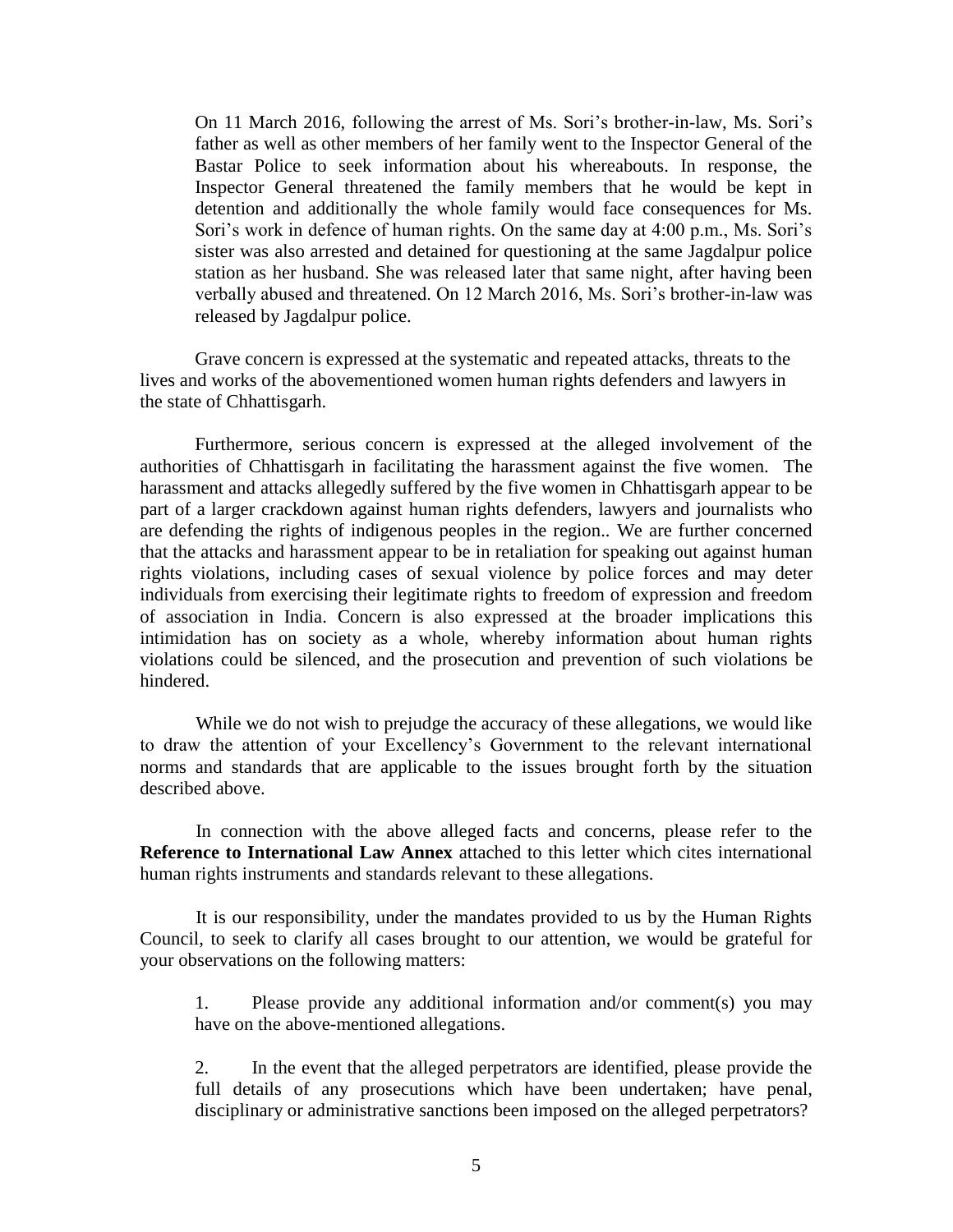On 11 March 2016, following the arrest of Ms. Sori's brother-in-law, Ms. Sori's father as well as other members of her family went to the Inspector General of the Bastar Police to seek information about his whereabouts. In response, the Inspector General threatened the family members that he would be kept in detention and additionally the whole family would face consequences for Ms. Sori's work in defence of human rights. On the same day at 4:00 p.m., Ms. Sori's sister was also arrested and detained for questioning at the same Jagdalpur police station as her husband. She was released later that same night, after having been verbally abused and threatened. On 12 March 2016, Ms. Sori's brother-in-law was released by Jagdalpur police.

Grave concern is expressed at the systematic and repeated attacks, threats to the lives and works of the abovementioned women human rights defenders and lawyers in the state of Chhattisgarh.

Furthermore, serious concern is expressed at the alleged involvement of the authorities of Chhattisgarh in facilitating the harassment against the five women. The harassment and attacks allegedly suffered by the five women in Chhattisgarh appear to be part of a larger crackdown against human rights defenders, lawyers and journalists who are defending the rights of indigenous peoples in the region.. We are further concerned that the attacks and harassment appear to be in retaliation for speaking out against human rights violations, including cases of sexual violence by police forces and may deter individuals from exercising their legitimate rights to freedom of expression and freedom of association in India. Concern is also expressed at the broader implications this intimidation has on society as a whole, whereby information about human rights violations could be silenced, and the prosecution and prevention of such violations be hindered.

While we do not wish to prejudge the accuracy of these allegations, we would like to draw the attention of your Excellency's Government to the relevant international norms and standards that are applicable to the issues brought forth by the situation described above.

In connection with the above alleged facts and concerns, please refer to the **Reference to International Law Annex** attached to this letter which cites international human rights instruments and standards relevant to these allegations.

It is our responsibility, under the mandates provided to us by the Human Rights Council, to seek to clarify all cases brought to our attention, we would be grateful for your observations on the following matters:

1. Please provide any additional information and/or comment(s) you may have on the above-mentioned allegations.

2. In the event that the alleged perpetrators are identified, please provide the full details of any prosecutions which have been undertaken; have penal, disciplinary or administrative sanctions been imposed on the alleged perpetrators?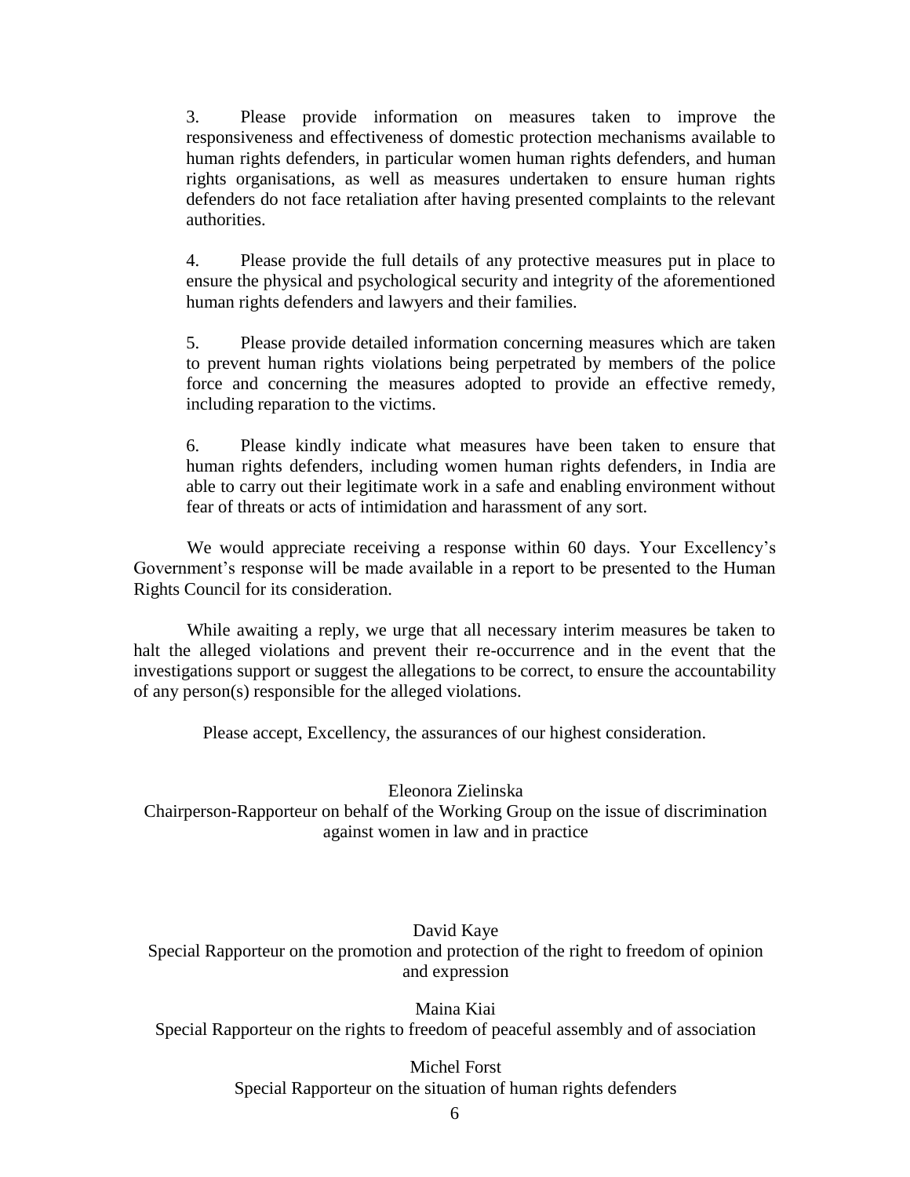3. Please provide information on measures taken to improve the responsiveness and effectiveness of domestic protection mechanisms available to human rights defenders, in particular women human rights defenders, and human rights organisations, as well as measures undertaken to ensure human rights defenders do not face retaliation after having presented complaints to the relevant authorities.

4. Please provide the full details of any protective measures put in place to ensure the physical and psychological security and integrity of the aforementioned human rights defenders and lawyers and their families.

5. Please provide detailed information concerning measures which are taken to prevent human rights violations being perpetrated by members of the police force and concerning the measures adopted to provide an effective remedy, including reparation to the victims.

6. Please kindly indicate what measures have been taken to ensure that human rights defenders, including women human rights defenders, in India are able to carry out their legitimate work in a safe and enabling environment without fear of threats or acts of intimidation and harassment of any sort.

We would appreciate receiving a response within 60 days. Your Excellency's Government's response will be made available in a report to be presented to the Human Rights Council for its consideration.

While awaiting a reply, we urge that all necessary interim measures be taken to halt the alleged violations and prevent their re-occurrence and in the event that the investigations support or suggest the allegations to be correct, to ensure the accountability of any person(s) responsible for the alleged violations.

Please accept, Excellency, the assurances of our highest consideration.

Eleonora Zielinska
Chairperson-Rapporteur on behalf of the Working Group on the issue of discrimination against women in law and in practice

David Kaye
Special Rapporteur on the promotion and protection of the right to freedom of opinion and expression

Maina Kiai
Special Rapporteur on the rights to freedom of peaceful assembly and of association

Michel Forst
Special Rapporteur on the situation of human rights defenders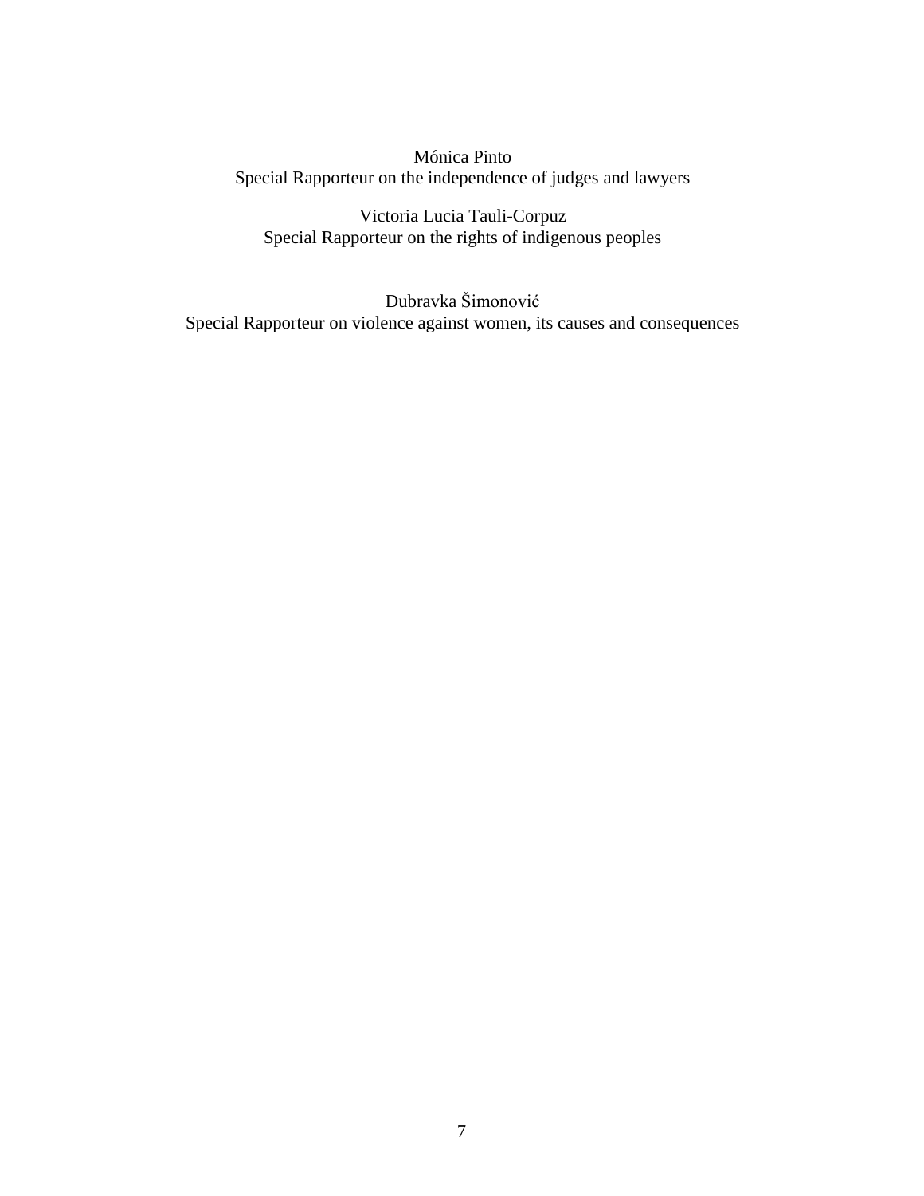Mónica Pinto
Special Rapporteur on the independence of judges and lawyers

Victoria Lucia Tauli-Corpuz
Special Rapporteur on the rights of indigenous peoples

Dubravka Šimonović
Special Rapporteur on violence against women, its causes and consequences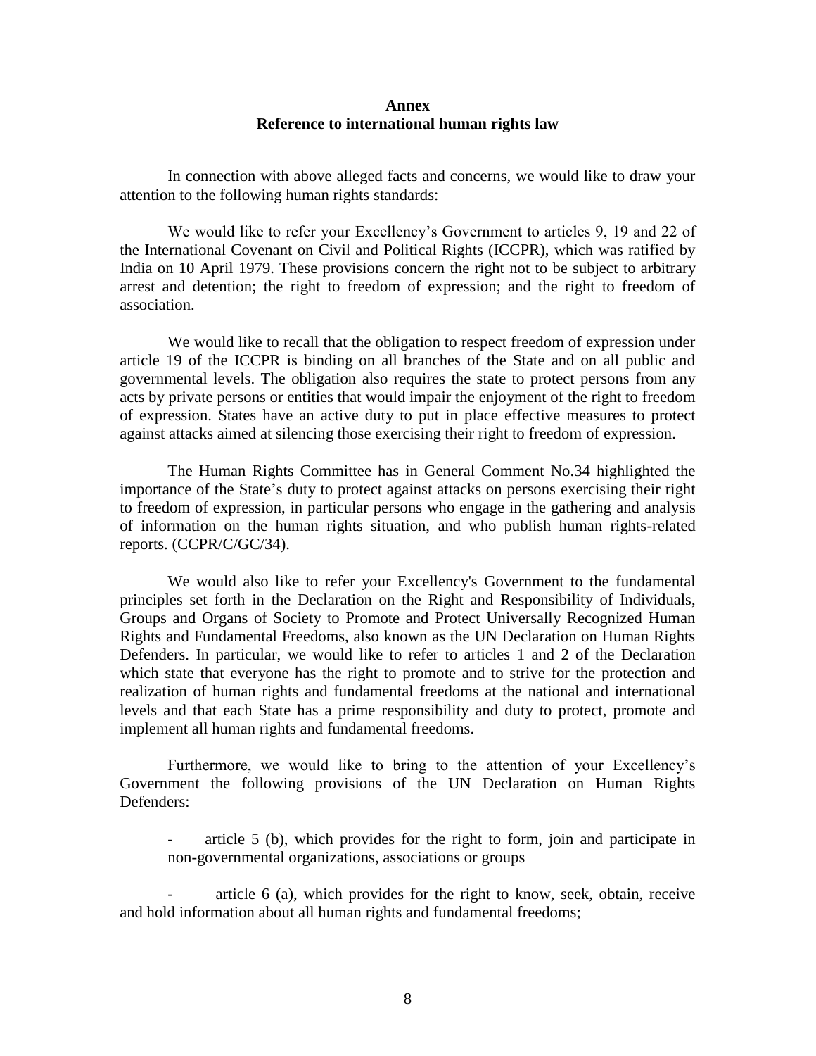**Annex**
**Reference to international human rights law**

In connection with above alleged facts and concerns, we would like to draw your attention to the following human rights standards:

We would like to refer your Excellency's Government to articles 9, 19 and 22 of the International Covenant on Civil and Political Rights (ICCPR), which was ratified by India on 10 April 1979. These provisions concern the right not to be subject to arbitrary arrest and detention; the right to freedom of expression; and the right to freedom of association.

We would like to recall that the obligation to respect freedom of expression under article 19 of the ICCPR is binding on all branches of the State and on all public and governmental levels. The obligation also requires the state to protect persons from any acts by private persons or entities that would impair the enjoyment of the right to freedom of expression. States have an active duty to put in place effective measures to protect against attacks aimed at silencing those exercising their right to freedom of expression.

The Human Rights Committee has in General Comment No.34 highlighted the importance of the State's duty to protect against attacks on persons exercising their right to freedom of expression, in particular persons who engage in the gathering and analysis of information on the human rights situation, and who publish human rights-related reports. (CCPR/C/GC/34).

We would also like to refer your Excellency's Government to the fundamental principles set forth in the Declaration on the Right and Responsibility of Individuals, Groups and Organs of Society to Promote and Protect Universally Recognized Human Rights and Fundamental Freedoms, also known as the UN Declaration on Human Rights Defenders. In particular, we would like to refer to articles 1 and 2 of the Declaration which state that everyone has the right to promote and to strive for the protection and realization of human rights and fundamental freedoms at the national and international levels and that each State has a prime responsibility and duty to protect, promote and implement all human rights and fundamental freedoms.

Furthermore, we would like to bring to the attention of your Excellency's Government the following provisions of the UN Declaration on Human Rights Defenders:

- article 5 (b), which provides for the right to form, join and participate in non-governmental organizations, associations or groups
- article 6 (a), which provides for the right to know, seek, obtain, receive and hold information about all human rights and fundamental freedoms;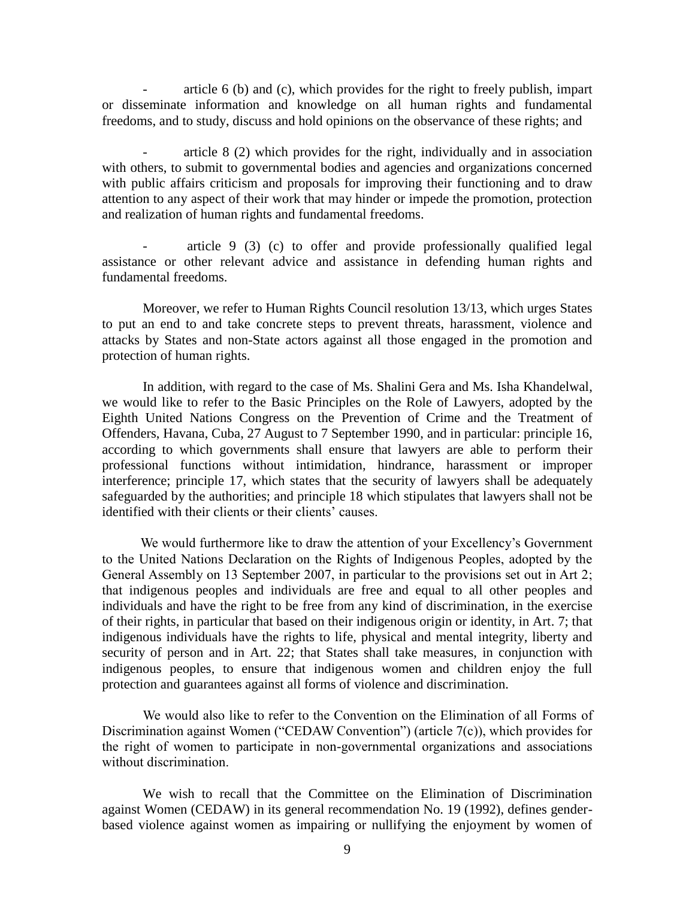- article 6 (b) and (c), which provides for the right to freely publish, impart or disseminate information and knowledge on all human rights and fundamental freedoms, and to study, discuss and hold opinions on the observance of these rights; and

- article 8 (2) which provides for the right, individually and in association with others, to submit to governmental bodies and agencies and organizations concerned with public affairs criticism and proposals for improving their functioning and to draw attention to any aspect of their work that may hinder or impede the promotion, protection and realization of human rights and fundamental freedoms.

- article 9 (3) (c) to offer and provide professionally qualified legal assistance or other relevant advice and assistance in defending human rights and fundamental freedoms.

Moreover, we refer to Human Rights Council resolution 13/13, which urges States to put an end to and take concrete steps to prevent threats, harassment, violence and attacks by States and non-State actors against all those engaged in the promotion and protection of human rights.

In addition, with regard to the case of Ms. Shalini Gera and Ms. Isha Khandelwal, we would like to refer to the Basic Principles on the Role of Lawyers, adopted by the Eighth United Nations Congress on the Prevention of Crime and the Treatment of Offenders, Havana, Cuba, 27 August to 7 September 1990, and in particular: principle 16, according to which governments shall ensure that lawyers are able to perform their professional functions without intimidation, hindrance, harassment or improper interference; principle 17, which states that the security of lawyers shall be adequately safeguarded by the authorities; and principle 18 which stipulates that lawyers shall not be identified with their clients or their clients' causes.

We would furthermore like to draw the attention of your Excellency's Government to the United Nations Declaration on the Rights of Indigenous Peoples, adopted by the General Assembly on 13 September 2007, in particular to the provisions set out in Art 2; that indigenous peoples and individuals are free and equal to all other peoples and individuals and have the right to be free from any kind of discrimination, in the exercise of their rights, in particular that based on their indigenous origin or identity, in Art. 7; that indigenous individuals have the rights to life, physical and mental integrity, liberty and security of person and in Art. 22; that States shall take measures, in conjunction with indigenous peoples, to ensure that indigenous women and children enjoy the full protection and guarantees against all forms of violence and discrimination.

We would also like to refer to the Convention on the Elimination of all Forms of Discrimination against Women ("CEDAW Convention") (article 7(c)), which provides for the right of women to participate in non-governmental organizations and associations without discrimination.

We wish to recall that the Committee on the Elimination of Discrimination against Women (CEDAW) in its general recommendation No. 19 (1992), defines gender-based violence against women as impairing or nullifying the enjoyment by women of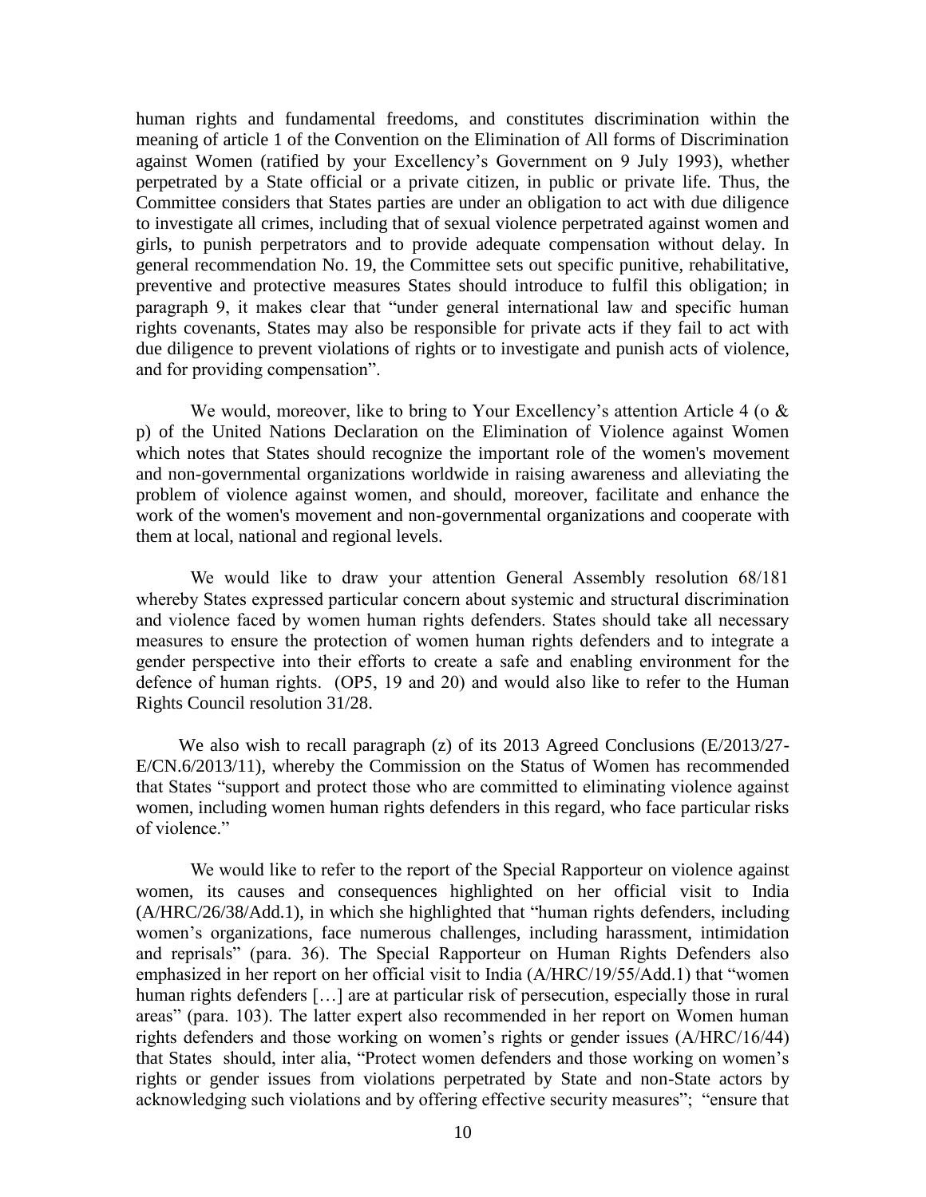human rights and fundamental freedoms, and constitutes discrimination within the meaning of article 1 of the Convention on the Elimination of All forms of Discrimination against Women (ratified by your Excellency's Government on 9 July 1993), whether perpetrated by a State official or a private citizen, in public or private life. Thus, the Committee considers that States parties are under an obligation to act with due diligence to investigate all crimes, including that of sexual violence perpetrated against women and girls, to punish perpetrators and to provide adequate compensation without delay. In general recommendation No. 19, the Committee sets out specific punitive, rehabilitative, preventive and protective measures States should introduce to fulfil this obligation; in paragraph 9, it makes clear that "under general international law and specific human rights covenants, States may also be responsible for private acts if they fail to act with due diligence to prevent violations of rights or to investigate and punish acts of violence, and for providing compensation".

We would, moreover, like to bring to Your Excellency's attention Article 4 (o & p) of the United Nations Declaration on the Elimination of Violence against Women which notes that States should recognize the important role of the women's movement and non-governmental organizations worldwide in raising awareness and alleviating the problem of violence against women, and should, moreover, facilitate and enhance the work of the women's movement and non-governmental organizations and cooperate with them at local, national and regional levels.

We would like to draw your attention General Assembly resolution 68/181 whereby States expressed particular concern about systemic and structural discrimination and violence faced by women human rights defenders. States should take all necessary measures to ensure the protection of women human rights defenders and to integrate a gender perspective into their efforts to create a safe and enabling environment for the defence of human rights. (OP5, 19 and 20) and would also like to refer to the Human Rights Council resolution 31/28.

We also wish to recall paragraph (z) of its 2013 Agreed Conclusions (E/2013/27-E/CN.6/2013/11), whereby the Commission on the Status of Women has recommended that States "support and protect those who are committed to eliminating violence against women, including women human rights defenders in this regard, who face particular risks of violence."

We would like to refer to the report of the Special Rapporteur on violence against women, its causes and consequences highlighted on her official visit to India (A/HRC/26/38/Add.1), in which she highlighted that "human rights defenders, including women's organizations, face numerous challenges, including harassment, intimidation and reprisals" (para. 36). The Special Rapporteur on Human Rights Defenders also emphasized in her report on her official visit to India (A/HRC/19/55/Add.1) that "women human rights defenders […] are at particular risk of persecution, especially those in rural areas" (para. 103). The latter expert also recommended in her report on Women human rights defenders and those working on women's rights or gender issues (A/HRC/16/44) that States should, inter alia, "Protect women defenders and those working on women's rights or gender issues from violations perpetrated by State and non-State actors by acknowledging such violations and by offering effective security measures"; "ensure that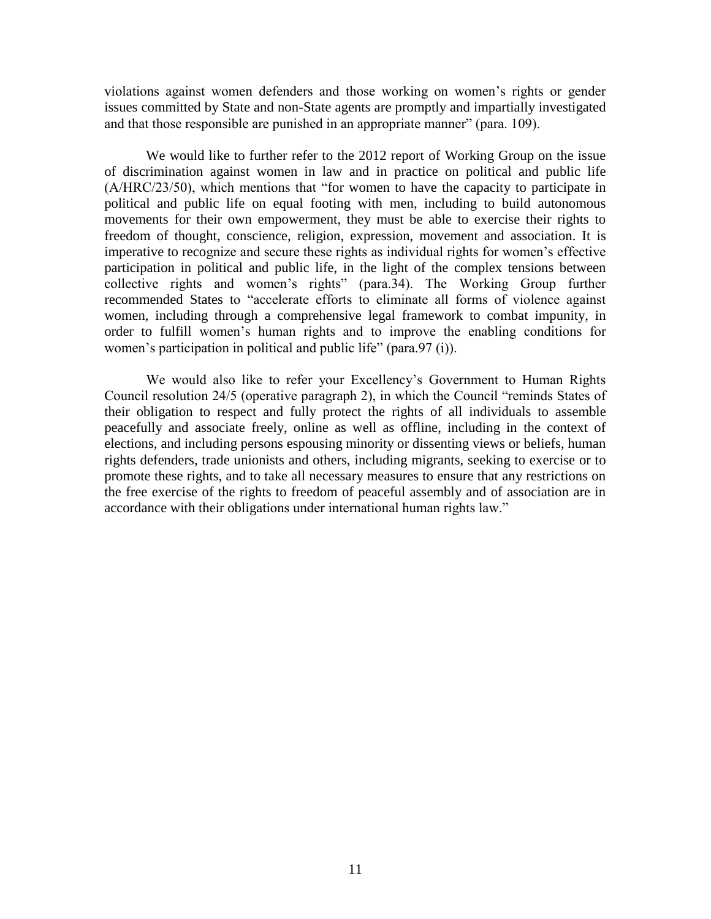violations against women defenders and those working on women's rights or gender issues committed by State and non-State agents are promptly and impartially investigated and that those responsible are punished in an appropriate manner" (para. 109).

We would like to further refer to the 2012 report of Working Group on the issue of discrimination against women in law and in practice on political and public life (A/HRC/23/50), which mentions that "for women to have the capacity to participate in political and public life on equal footing with men, including to build autonomous movements for their own empowerment, they must be able to exercise their rights to freedom of thought, conscience, religion, expression, movement and association. It is imperative to recognize and secure these rights as individual rights for women's effective participation in political and public life, in the light of the complex tensions between collective rights and women's rights" (para.34). The Working Group further recommended States to "accelerate efforts to eliminate all forms of violence against women, including through a comprehensive legal framework to combat impunity, in order to fulfill women's human rights and to improve the enabling conditions for women's participation in political and public life" (para.97 (i)).

We would also like to refer your Excellency's Government to Human Rights Council resolution 24/5 (operative paragraph 2), in which the Council "reminds States of their obligation to respect and fully protect the rights of all individuals to assemble peacefully and associate freely, online as well as offline, including in the context of elections, and including persons espousing minority or dissenting views or beliefs, human rights defenders, trade unionists and others, including migrants, seeking to exercise or to promote these rights, and to take all necessary measures to ensure that any restrictions on the free exercise of the rights to freedom of peaceful assembly and of association are in accordance with their obligations under international human rights law."